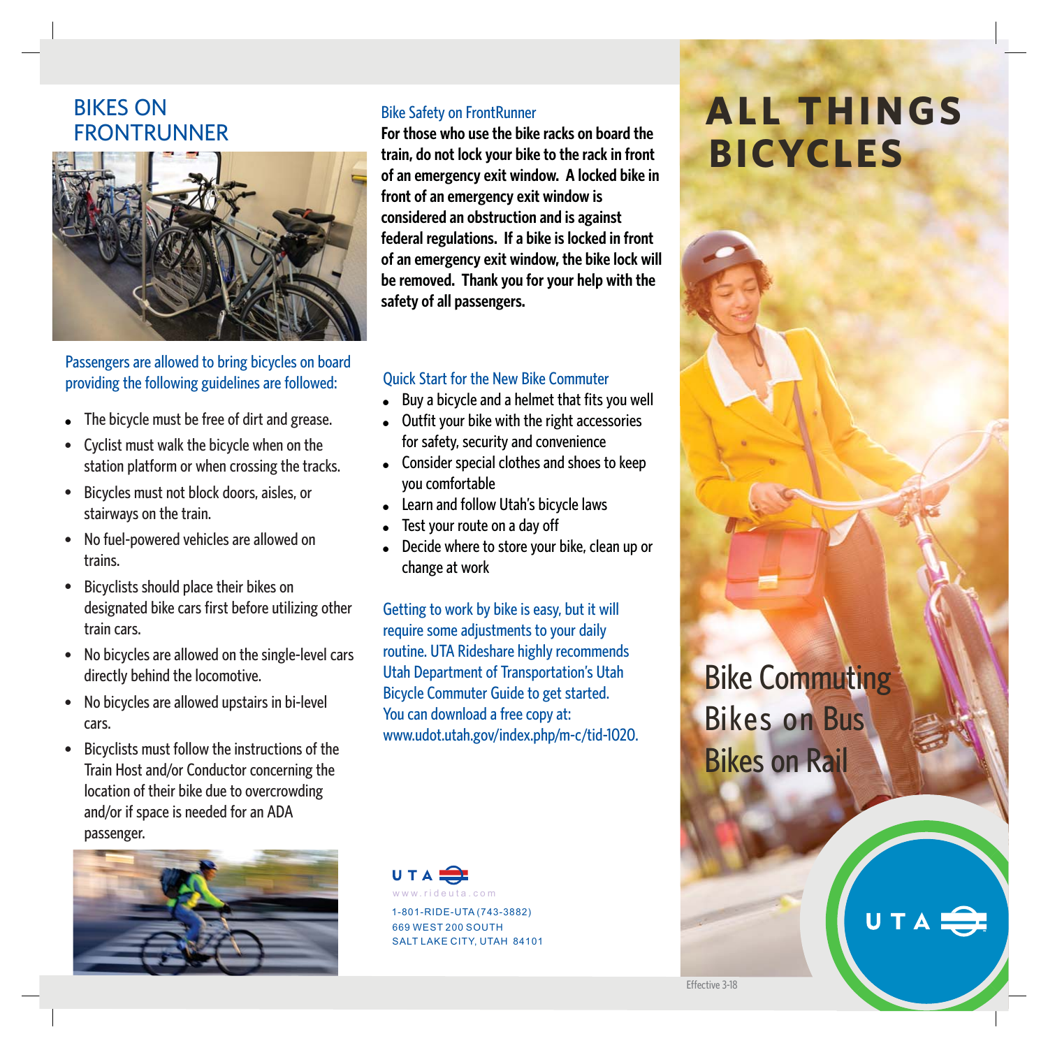## BIKES ON FRONTRUNNER

Passengers are allowed to bring bicycles on board providing the following guidelines are followed:

- The bicycle must be free of dirt and grease.
- Cyclist must walk the bicycle when on the station platform or when crossing the tracks.
- Bicycles must not block doors, aisles, or stairways on the train.
- No fuel-powered vehicles are allowed on trains.
- Bicyclists should place their bikes on designated bike cars first before utilizing other train cars.
- No bicycles are allowed on the single-level cars directly behind the locomotive.
- No bicycles are allowed upstairs in bi-level cars.
- Bicyclists must follow the instructions of the Train Host and/or Conductor concerning the location of their bike due to overcrowding and/or if space is needed for an ADA passenger.

### Bike Safety on FrontRunner

**For those who use the bike racks on board the train, do not lock your bike to the rack in front of an emergency exit window. A locked bike in front of an emergency exit window is considered an obstruction and is against federal regulations. If a bike is locked in front of an emergency exit window, the bike lock will be removed. Thank you for your help with the safety of all passengers.**

### Quick Start for the New Bike Commuter

- Buy a bicycle and a helmet that fits you well
- Outfit your bike with the right accessories for safety, security and convenience
- Consider special clothes and shoes to keep you comfortable
- Learn and follow Utah's bicycle laws
- Test your route on a day off
- Decide where to store your bike, clean up or change at work

Getting to work by bike is easy, but it will require some adjustments to your daily routine. UTA Rideshare highly recommends Utah Department of Transportation's Utah Bicycle Commuter Guide to get started. You can download a free copy at: www.udot.utah.gov/index.php/m-c/tid-1020.

UTA
www.rideuta.com
1-801-RIDE-UTA (743-3882)
669 WEST 200 SOUTH
SALT LAKE CITY, UTAH 84101

# ALL THINGS BICYCLES

Bike Commuting
Bikes on Bus
Bikes on Rail

UTA

Effective 3-18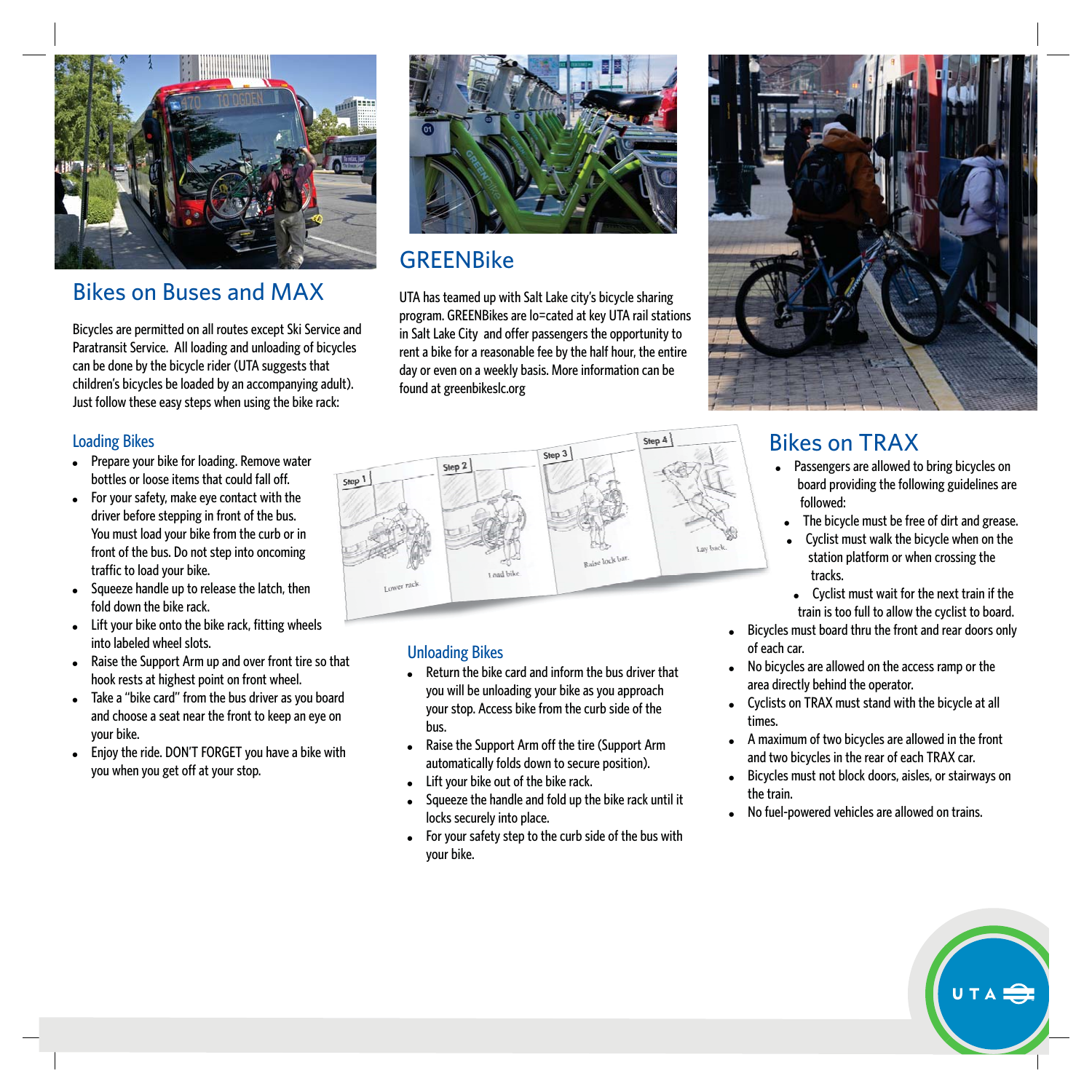## Bikes on Buses and MAX

Bicycles are permitted on all routes except Ski Service and Paratransit Service. All loading and unloading of bicycles can be done by the bicycle rider (UTA suggests that children's bicycles be loaded by an accompanying adult). Just follow these easy steps when using the bike rack:

### Loading Bikes

- Prepare your bike for loading. Remove water bottles or loose items that could fall off.
- For your safety, make eye contact with the driver before stepping in front of the bus. You must load your bike from the curb or in front of the bus. Do not step into oncoming traffic to load your bike.
- Squeeze handle up to release the latch, then fold down the bike rack.
- Lift your bike onto the bike rack, fitting wheels into labeled wheel slots.
- Raise the Support Arm up and over front tire so that hook rests at highest point on front wheel.
- Take a "bike card" from the bus driver as you board and choose a seat near the front to keep an eye on your bike.
- Enjoy the ride. DON'T FORGET you have a bike with you when you get off at your stop.

## GREENBike

UTA has teamed up with Salt Lake city's bicycle sharing program. GREENBikes are lo=cated at key UTA rail stations in Salt Lake City and offer passengers the opportunity to rent a bike for a reasonable fee by the half hour, the entire day or even on a weekly basis. More information can be found at greenbikeslc.org

Step 1 Lower rack

Step 2 Load bike

Step 3 Raise lock bar.

Step 4 Lay back.

### Unloading Bikes

- Return the bike card and inform the bus driver that you will be unloading your bike as you approach your stop. Access bike from the curb side of the bus.
- Raise the Support Arm off the tire (Support Arm automatically folds down to secure position).
- Lift your bike out of the bike rack.
- Squeeze the handle and fold up the bike rack until it locks securely into place.
- For your safety step to the curb side of the bus with your bike.

## Bikes on TRAX

- Passengers are allowed to bring bicycles on board providing the following guidelines are followed:
  - The bicycle must be free of dirt and grease.
  - Cyclist must walk the bicycle when on the station platform or when crossing the tracks.
  - Cyclist must wait for the next train if the train is too full to allow the cyclist to board.
- Bicycles must board thru the front and rear doors only of each car.
- No bicycles are allowed on the access ramp or the area directly behind the operator.
- Cyclists on TRAX must stand with the bicycle at all times.
- A maximum of two bicycles are allowed in the front and two bicycles in the rear of each TRAX car.
- Bicycles must not block doors, aisles, or stairways on the train.
- No fuel-powered vehicles are allowed on trains.

UTA